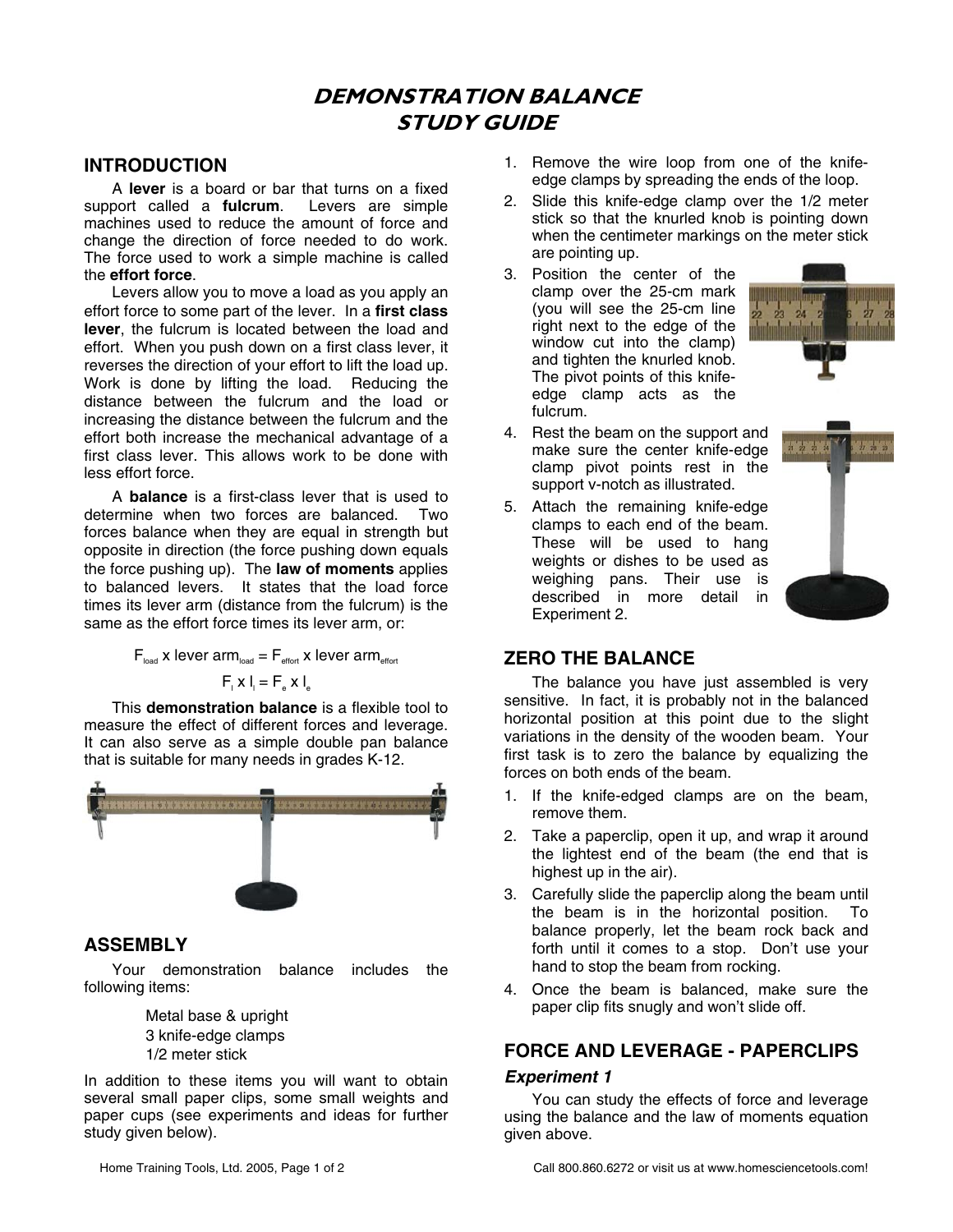# DEMONSTRATION BALANCE STUDY GUIDE

## INTRODUCTION

A **lever** is a board or bar that turns on a fixed support called a **fulcrum**. Levers are simple machines used to reduce the amount of force and change the direction of force needed to do work. The force used to work a simple machine is called the **effort force**.

Levers allow you to move a load as you apply an effort force to some part of the lever. In a **first class lever**, the fulcrum is located between the load and effort. When you push down on a first class lever, it reverses the direction of your effort to lift the load up. Work is done by lifting the load. Reducing the distance between the fulcrum and the load or increasing the distance between the fulcrum and the effort both increase the mechanical advantage of a first class lever. This allows work to be done with less effort force.

A **balance** is a first-class lever that is used to determine when two forces are balanced. Two forces balance when they are equal in strength but opposite in direction (the force pushing down equals the force pushing up). The **law of moments** applies to balanced levers. It states that the load force times its lever arm (distance from the fulcrum) is the same as the effort force times its lever arm, or:

$$F_{load} \times \text{lever arm}_{load} = F_{effort} \times \text{lever arm}_{effort}$$

$$F_l \times l_l = F_e \times l_e$$

This **demonstration balance** is a flexible tool to measure the effect of different forces and leverage. It can also serve as a simple double pan balance that is suitable for many needs in grades K-12.

## ASSEMBLY

Your demonstration balance includes the following items:

- Metal base & upright
- 3 knife-edge clamps
- 1/2 meter stick

In addition to these items you will want to obtain several small paper clips, some small weights and paper cups (see experiments and ideas for further study given below).

1. Remove the wire loop from one of the knife-edge clamps by spreading the ends of the loop.
2. Slide this knife-edge clamp over the 1/2 meter stick so that the knurled knob is pointing down when the centimeter markings on the meter stick are pointing up.
3. Position the center of the clamp over the 25-cm mark (you will see the 25-cm line right next to the edge of the window cut into the clamp) and tighten the knurled knob. The pivot points of this knife-edge clamp acts as the fulcrum.
4. Rest the beam on the support and make sure the center knife-edge clamp pivot points rest in the support v-notch as illustrated.
5. Attach the remaining knife-edge clamps to each end of the beam. These will be used to hang weights or dishes to be used as weighing pans. Their use is described in more detail in Experiment 2.

## ZERO THE BALANCE

The balance you have just assembled is very sensitive. In fact, it is probably not in the balanced horizontal position at this point due to the slight variations in the density of the wooden beam. Your first task is to zero the balance by equalizing the forces on both ends of the beam.

1. If the knife-edged clamps are on the beam, remove them.
2. Take a paperclip, open it up, and wrap it around the lightest end of the beam (the end that is highest up in the air).
3. Carefully slide the paperclip along the beam until the beam is in the horizontal position. To balance properly, let the beam rock back and forth until it comes to a stop. Don't use your hand to stop the beam from rocking.
4. Once the beam is balanced, make sure the paper clip fits snugly and won't slide off.

## FORCE AND LEVERAGE - PAPERCLIPS

### *Experiment 1*

You can study the effects of force and leverage using the balance and the law of moments equation given above.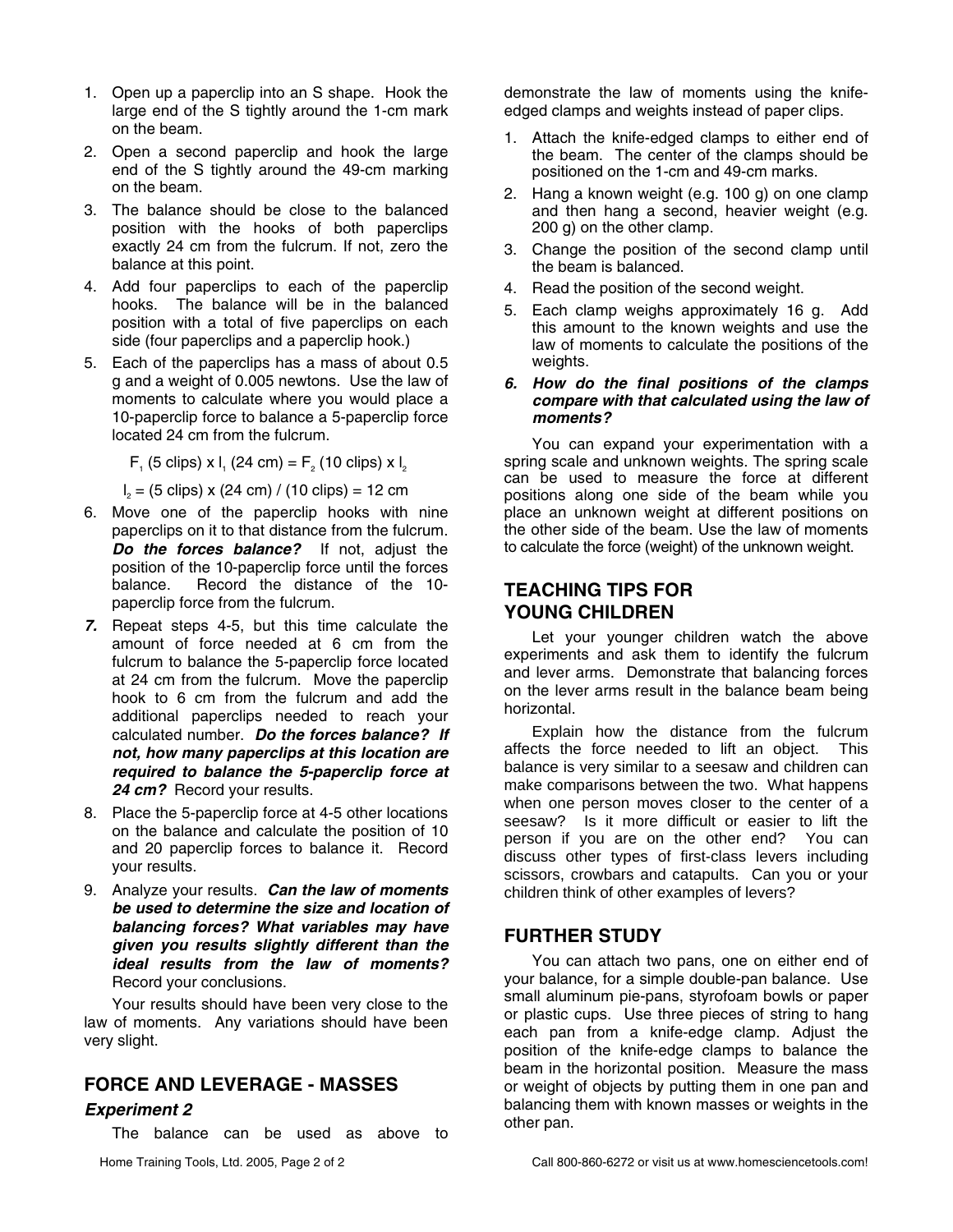1. Open up a paperclip into an S shape. Hook the large end of the S tightly around the 1-cm mark on the beam.
2. Open a second paperclip and hook the large end of the S tightly around the 49-cm marking on the beam.
3. The balance should be close to the balanced position with the hooks of both paperclips exactly 24 cm from the fulcrum. If not, zero the balance at this point.
4. Add four paperclips to each of the paperclip hooks. The balance will be in the balanced position with a total of five paperclips on each side (four paperclips and a paperclip hook.)
5. Each of the paperclips has a mass of about 0.5 g and a weight of 0.005 newtons. Use the law of moments to calculate where you would place a 10-paperclip force to balance a 5-paperclip force located 24 cm from the fulcrum.

   $F_1$ (5 clips) x $l_1$ (24 cm) = $F_2$ (10 clips) x $l_2$

   $l_2$ = (5 clips) x (24 cm) / (10 clips) = 12 cm
6. Move one of the paperclip hooks with nine paperclips on it to that distance from the fulcrum. ***Do the forces balance?*** If not, adjust the position of the 10-paperclip force until the forces balance. Record the distance of the 10-paperclip force from the fulcrum.
7. Repeat steps 4-5, but this time calculate the amount of force needed at 6 cm from the fulcrum to balance the 5-paperclip force located at 24 cm from the fulcrum. Move the paperclip hook to 6 cm from the fulcrum and add the additional paperclips needed to reach your calculated number. ***Do the forces balance? If not, how many paperclips at this location are required to balance the 5-paperclip force at 24 cm?*** Record your results.
8. Place the 5-paperclip force at 4-5 other locations on the balance and calculate the position of 10 and 20 paperclip forces to balance it. Record your results.
9. Analyze your results. ***Can the law of moments be used to determine the size and location of balancing forces? What variables may have given you results slightly different than the ideal results from the law of moments?*** Record your conclusions.

Your results should have been very close to the law of moments. Any variations should have been very slight.

## FORCE AND LEVERAGE - MASSES

### *Experiment 2*

The balance can be used as above to demonstrate the law of moments using the knife-edged clamps and weights instead of paper clips.

1. Attach the knife-edged clamps to either end of the beam. The center of the clamps should be positioned on the 1-cm and 49-cm marks.
2. Hang a known weight (e.g. 100 g) on one clamp and then hang a second, heavier weight (e.g. 200 g) on the other clamp.
3. Change the position of the second clamp until the beam is balanced.
4. Read the position of the second weight.
5. Each clamp weighs approximately 16 g. Add this amount to the known weights and use the law of moments to calculate the positions of the weights.
6. ***How do the final positions of the clamps compare with that calculated using the law of moments?***

You can expand your experimentation with a spring scale and unknown weights. The spring scale can be used to measure the force at different positions along one side of the beam while you place an unknown weight at different positions on the other side of the beam. Use the law of moments to calculate the force (weight) of the unknown weight.

## TEACHING TIPS FOR YOUNG CHILDREN

Let your younger children watch the above experiments and ask them to identify the fulcrum and lever arms. Demonstrate that balancing forces on the lever arms result in the balance beam being horizontal.

Explain how the distance from the fulcrum affects the force needed to lift an object. This balance is very similar to a seesaw and children can make comparisons between the two. What happens when one person moves closer to the center of a seesaw? Is it more difficult or easier to lift the person if you are on the other end? You can discuss other types of first-class levers including scissors, crowbars and catapults. Can you or your children think of other examples of levers?

## FURTHER STUDY

You can attach two pans, one on either end of your balance, for a simple double-pan balance. Use small aluminum pie-pans, styrofoam bowls or paper or plastic cups. Use three pieces of string to hang each pan from a knife-edge clamp. Adjust the position of the knife-edge clamps to balance the beam in the horizontal position. Measure the mass or weight of objects by putting them in one pan and balancing them with known masses or weights in the other pan.